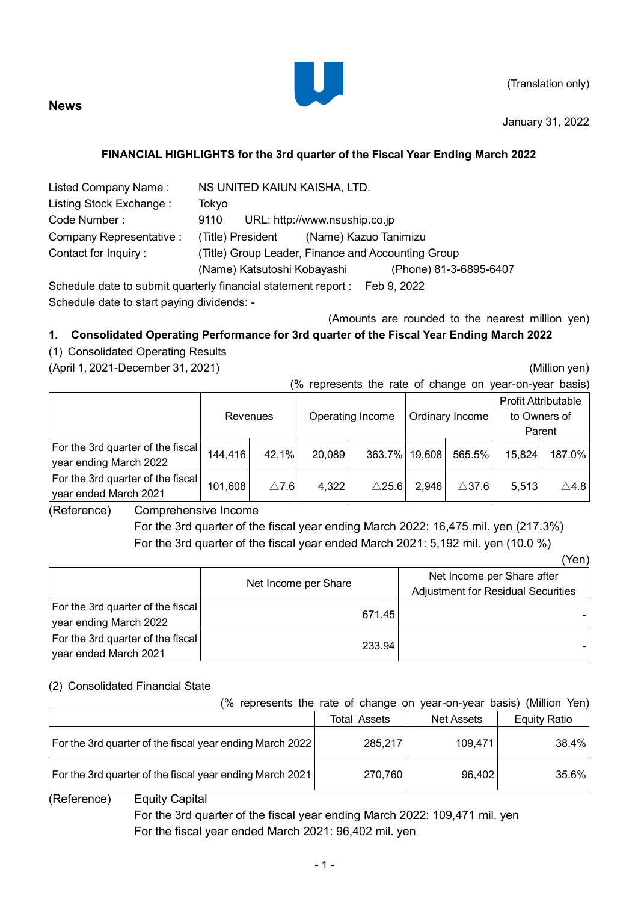News

(Translation only)

January 31, 2022

## FINANCIAL HIGHLIGHTS for the 3rd quarter of the Fiscal Year Ending March 2022

Listed Company Name : NS UNITED KAIUN KAISHA, LTD.
Listing Stock Exchange : Tokyo
Code Number : 9110 URL: http://www.nsuship.co.jp
Company Representative : (Title) President (Name) Kazuo Tanimizu
Contact for Inquiry : (Title) Group Leader, Finance and Accounting Group
(Name) Katsutoshi Kobayashi (Phone) 81-3-6895-6407

Schedule date to submit quarterly financial statement report : Feb 9, 2022
Schedule date to start paying dividends: -

(Amounts are rounded to the nearest million yen)

### 1. Consolidated Operating Performance for 3rd quarter of the Fiscal Year Ending March 2022

(1) Consolidated Operating Results

(April 1, 2021-December 31, 2021)

(Million yen)

(% represents the rate of change on year-on-year basis)

| | Revenues | | Operating Income | | Ordinary Income | | Profit Attributable to Owners of Parent | |
|---|---|---|---|---|---|---|---|---|
| For the 3rd quarter of the fiscal year ending March 2022 | 144,416 | 42.1% | 20,089 | 363.7% | 19,608 | 565.5% | 15,824 | 187.0% |
| For the 3rd quarter of the fiscal year ended March 2021 | 101,608 | △7.6 | 4,322 | △25.6 | 2,946 | △37.6 | 5,513 | △4.8 |

(Reference) Comprehensive Income
For the 3rd quarter of the fiscal year ending March 2022: 16,475 mil. yen (217.3%)
For the 3rd quarter of the fiscal year ended March 2021: 5,192 mil. yen (10.0 %)

(Yen)

| | Net Income per Share | Net Income per Share after Adjustment for Residual Securities |
|---|---|---|
| For the 3rd quarter of the fiscal year ending March 2022 | 671.45 | - |
| For the 3rd quarter of the fiscal year ended March 2021 | 233.94 | - |

(2) Consolidated Financial State

(% represents the rate of change on year-on-year basis) (Million Yen)

| | Total Assets | Net Assets | Equity Ratio |
|---|---|---|---|
| For the 3rd quarter of the fiscal year ending March 2022 | 285,217 | 109,471 | 38.4% |
| For the 3rd quarter of the fiscal year ending March 2021 | 270,760 | 96,402 | 35.6% |

(Reference) Equity Capital
For the 3rd quarter of the fiscal year ending March 2022: 109,471 mil. yen
For the fiscal year ended March 2021: 96,402 mil. yen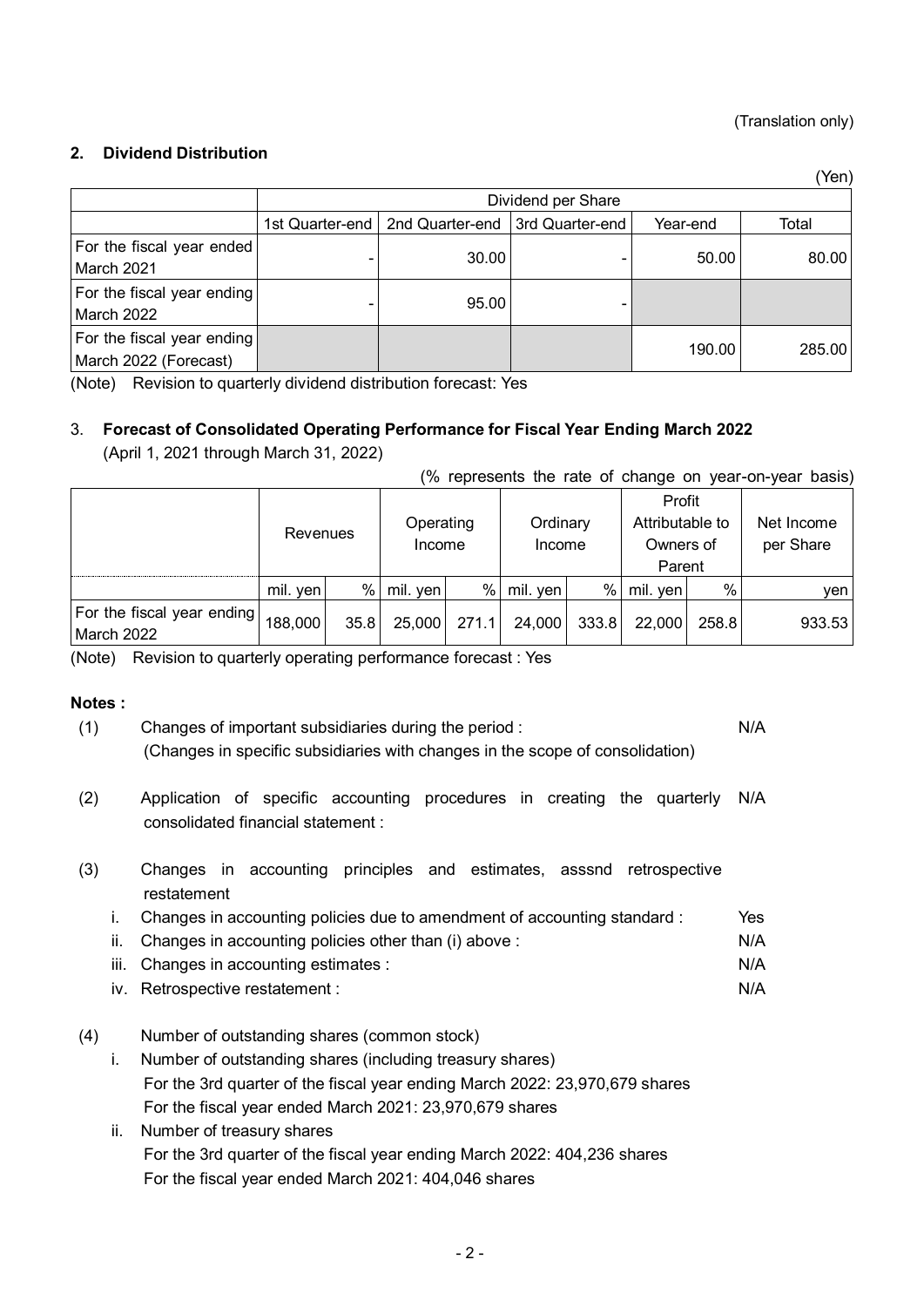(Translation only)

## 2. Dividend Distribution

(Yen)

| | Dividend per Share | | | | |
|---|---|---|---|---|---|
| | 1st Quarter-end | 2nd Quarter-end | 3rd Quarter-end | Year-end | Total |
| For the fiscal year ended March 2021 | - | 30.00 | - | 50.00 | 80.00 |
| For the fiscal year ending March 2022 | - | 95.00 | - | | |
| For the fiscal year ending March 2022 (Forecast) | | | | 190.00 | 285.00 |

(Note) Revision to quarterly dividend distribution forecast: Yes

## 3. Forecast of Consolidated Operating Performance for Fiscal Year Ending March 2022

(April 1, 2021 through March 31, 2022)

(% represents the rate of change on year-on-year basis)

| | Revenues | | Operating Income | | Ordinary Income | | Profit Attributable to Owners of Parent | | Net Income per Share |
|---|---|---|---|---|---|---|---|---|---|
| | mil. yen | % | mil. yen | % | mil. yen | % | mil. yen | % | yen |
| For the fiscal year ending March 2022 | 188,000 | 35.8 | 25,000 | 271.1 | 24,000 | 333.8 | 22,000 | 258.8 | 933.53 |

(Note) Revision to quarterly operating performance forecast : Yes

**Notes :**

(1) Changes of important subsidiaries during the period : N/A
(Changes in specific subsidiaries with changes in the scope of consolidation)

(2) Application of specific accounting procedures in creating the quarterly consolidated financial statement : N/A

(3) Changes in accounting principles and estimates, asssnd retrospective restatement

- i. Changes in accounting policies due to amendment of accounting standard : Yes
- ii. Changes in accounting policies other than (i) above : N/A
- iii. Changes in accounting estimates : N/A
- iv. Retrospective restatement : N/A

(4) Number of outstanding shares (common stock)

- i. Number of outstanding shares (including treasury shares)
  For the 3rd quarter of the fiscal year ending March 2022: 23,970,679 shares
  For the fiscal year ended March 2021: 23,970,679 shares
- ii. Number of treasury shares
  For the 3rd quarter of the fiscal year ending March 2022: 404,236 shares
  For the fiscal year ended March 2021: 404,046 shares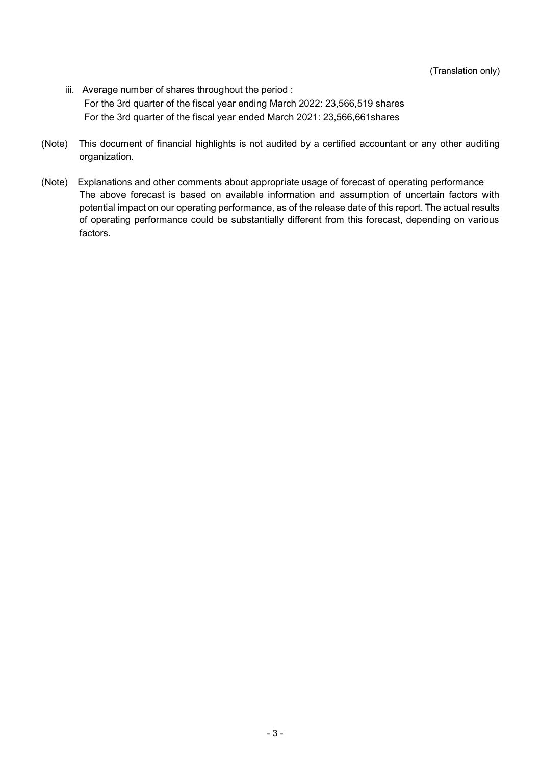(Translation only)

iii. Average number of shares throughout the period :
For the 3rd quarter of the fiscal year ending March 2022: 23,566,519 shares
For the 3rd quarter of the fiscal year ended March 2021: 23,566,661shares

(Note) This document of financial highlights is not audited by a certified accountant or any other auditing organization.

(Note) Explanations and other comments about appropriate usage of forecast of operating performance
The above forecast is based on available information and assumption of uncertain factors with potential impact on our operating performance, as of the release date of this report. The actual results of operating performance could be substantially different from this forecast, depending on various factors.